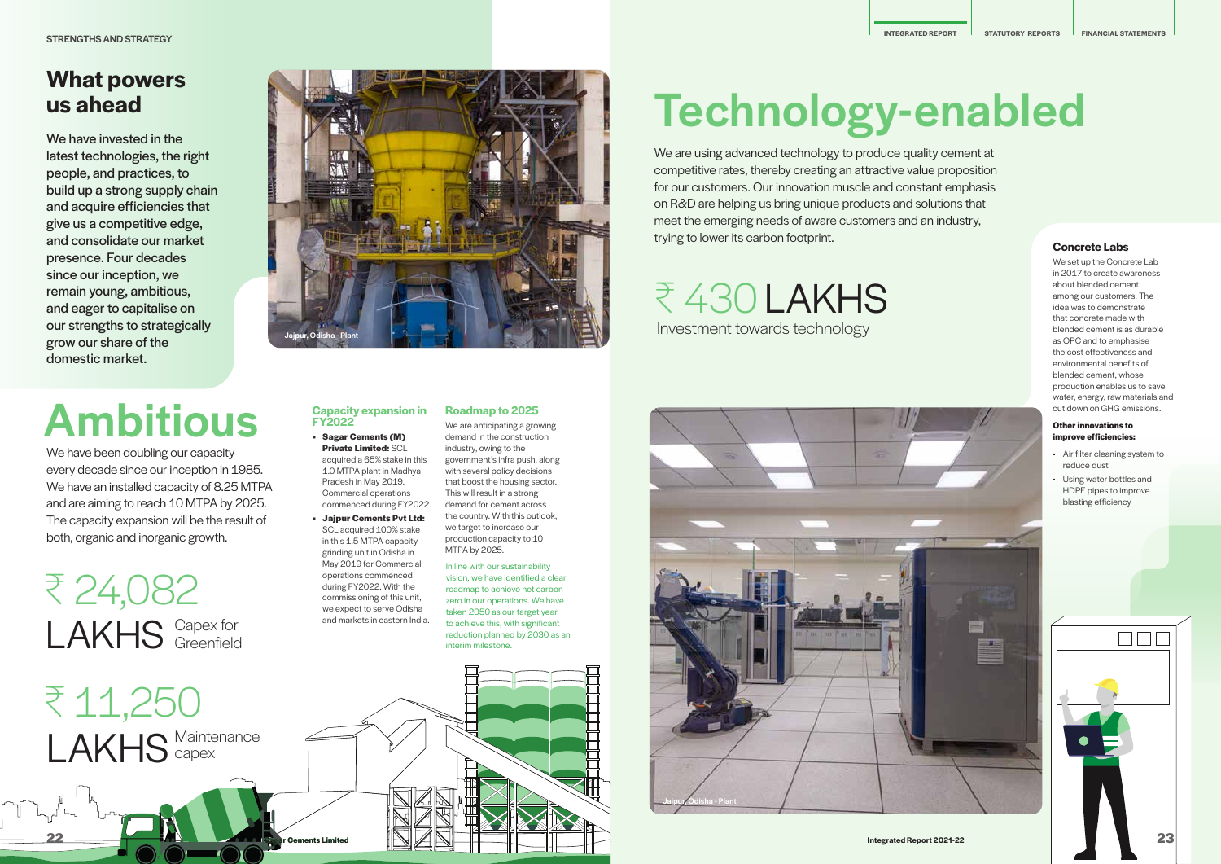STRENGTHS AND STRATEGY

## What powers us ahead

We have invested in the latest technologies, the right people, and practices, to build up a strong supply chain and acquire efficiencies that give us a competitive edge, and consolidate our market presence. Four decades since our inception, we remain young, ambitious, and eager to capitalise on our strengths to strategically grow our share of the domestic market.

Jajpur, Odisha - Plant

# Ambitious

We have been doubling our capacity every decade since our inception in 1985. We have an installed capacity of 8.25 MTPA and are aiming to reach 10 MTPA by 2025. The capacity expansion will be the result of both, organic and inorganic growth.

₹ 24,082 LAKHS Capex for Greenfield

₹ 11,250 LAKHS Maintenance capex

### Capacity expansion in FY2022

- **Sagar Cements (M) Private Limited:** SCL acquired a 65% stake in this 1.0 MTPA plant in Madhya Pradesh in May 2019. Commercial operations commenced during FY2022.
- **Jajpur Cements Pvt Ltd:** SCL acquired 100% stake in this 1.5 MTPA capacity grinding unit in Odisha in May 2019 for Commercial operations commenced during FY2022. With the commissioning of this unit, we expect to serve Odisha and markets in eastern India.

### Roadmap to 2025

We are anticipating a growing demand in the construction industry, owing to the government's infra push, along with several policy decisions that boost the housing sector. This will result in a strong demand for cement across the country. With this outlook, we target to increase our production capacity to 10 MTPA by 2025.

In line with our sustainability vision, we have identified a clear roadmap to achieve net carbon zero in our operations. We have taken 2050 as our target year to achieve this, with significant reduction planned by 2030 as an interim milestone.

# Technology-enabled

We are using advanced technology to produce quality cement at competitive rates, thereby creating an attractive value proposition for our customers. Our innovation muscle and constant emphasis on R&D are helping us bring unique products and solutions that meet the emerging needs of aware customers and an industry, trying to lower its carbon footprint.

₹ 430 LAKHS
Investment towards technology

Jajpur, Odisha - Plant

### Concrete Labs

We set up the Concrete Lab in 2017 to create awareness about blended cement among our customers. The idea was to demonstrate that concrete made with blended cement is as durable as OPC and to emphasise the cost effectiveness and environmental benefits of blended cement, whose production enables us to save water, energy, raw materials and cut down on GHG emissions.

**Other innovations to improve efficiencies:**

- Air filter cleaning system to reduce dust
- Using water bottles and HDPE pipes to improve blasting efficiency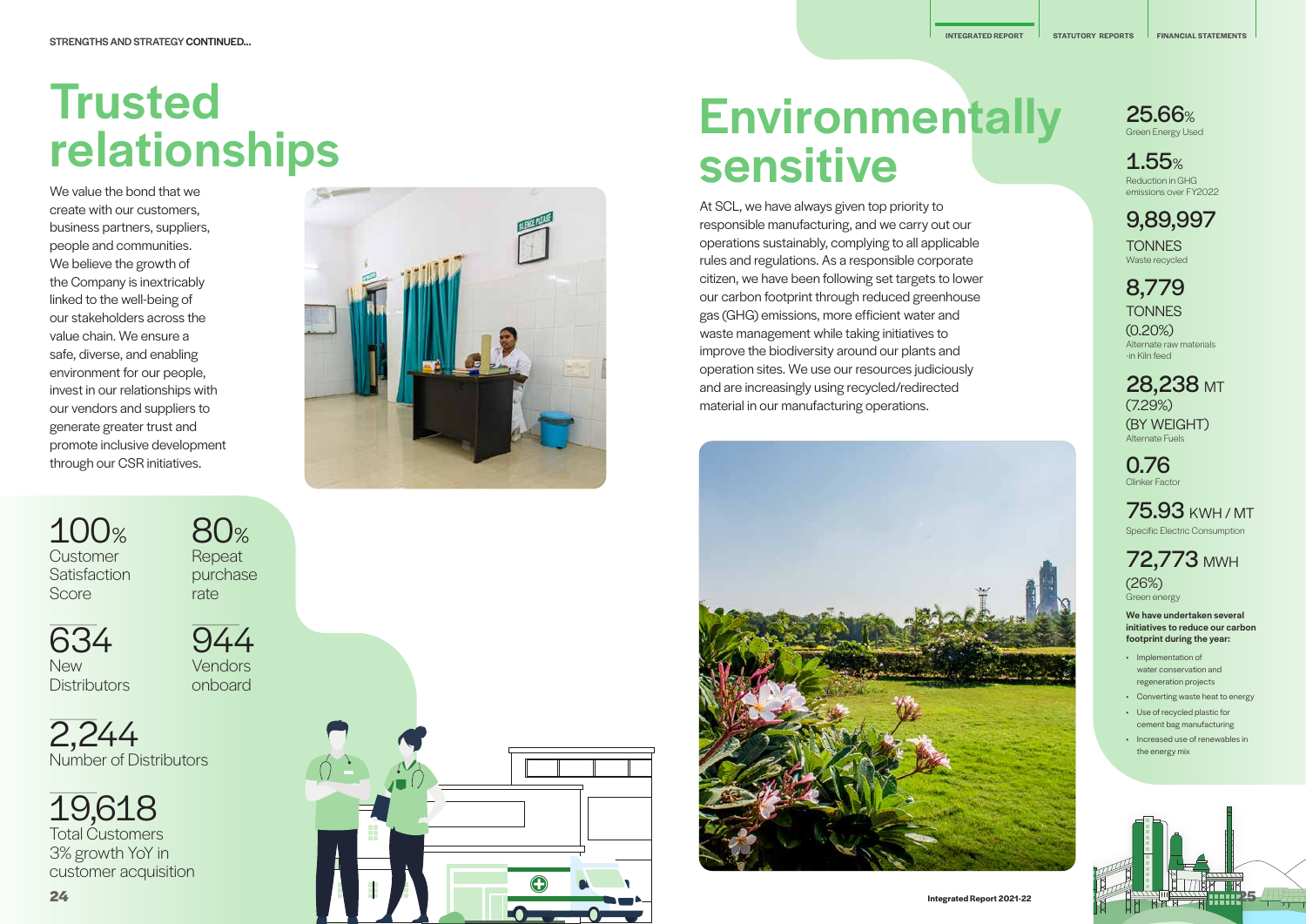# Trusted relationships

We value the bond that we create with our customers, business partners, suppliers, people and communities. We believe the growth of the Company is inextricably linked to the well-being of our stakeholders across the value chain. We ensure a safe, diverse, and enabling environment for our people, invest in our relationships with our vendors and suppliers to generate greater trust and promote inclusive development through our CSR initiatives.

100%
Customer Satisfaction Score

80%
Repeat purchase rate

634
New Distributors

944
Vendors onboard

2,244
Number of Distributors

19,618
Total Customers
3% growth YoY in customer acquisition

# Environmentally sensitive

At SCL, we have always given top priority to responsible manufacturing, and we carry out our operations sustainably, complying to all applicable rules and regulations. As a responsible corporate citizen, we have been following set targets to lower our carbon footprint through reduced greenhouse gas (GHG) emissions, more efficient water and waste management while taking initiatives to improve the biodiversity around our plants and operation sites. We use our resources judiciously and are increasingly using recycled/redirected material in our manufacturing operations.

25.66%
Green Energy Used

1.55%
Reduction in GHG emissions over FY2022

9,89,997 TONNES
Waste recycled

8,779 TONNES (0.20%)
Alternate raw materials -in Kiln feed

28,238 MT (7.29%) (BY WEIGHT)
Alternate Fuels

0.76
Clinker Factor

75.93 KWH / MT
Specific Electric Consumption

72,773 MWH (26%)
Green energy

**We have undertaken several initiatives to reduce our carbon footprint during the year:**

- Implementation of water conservation and regeneration projects
- Converting waste heat to energy
- Use of recycled plastic for cement bag manufacturing
- Increased use of renewables in the energy mix